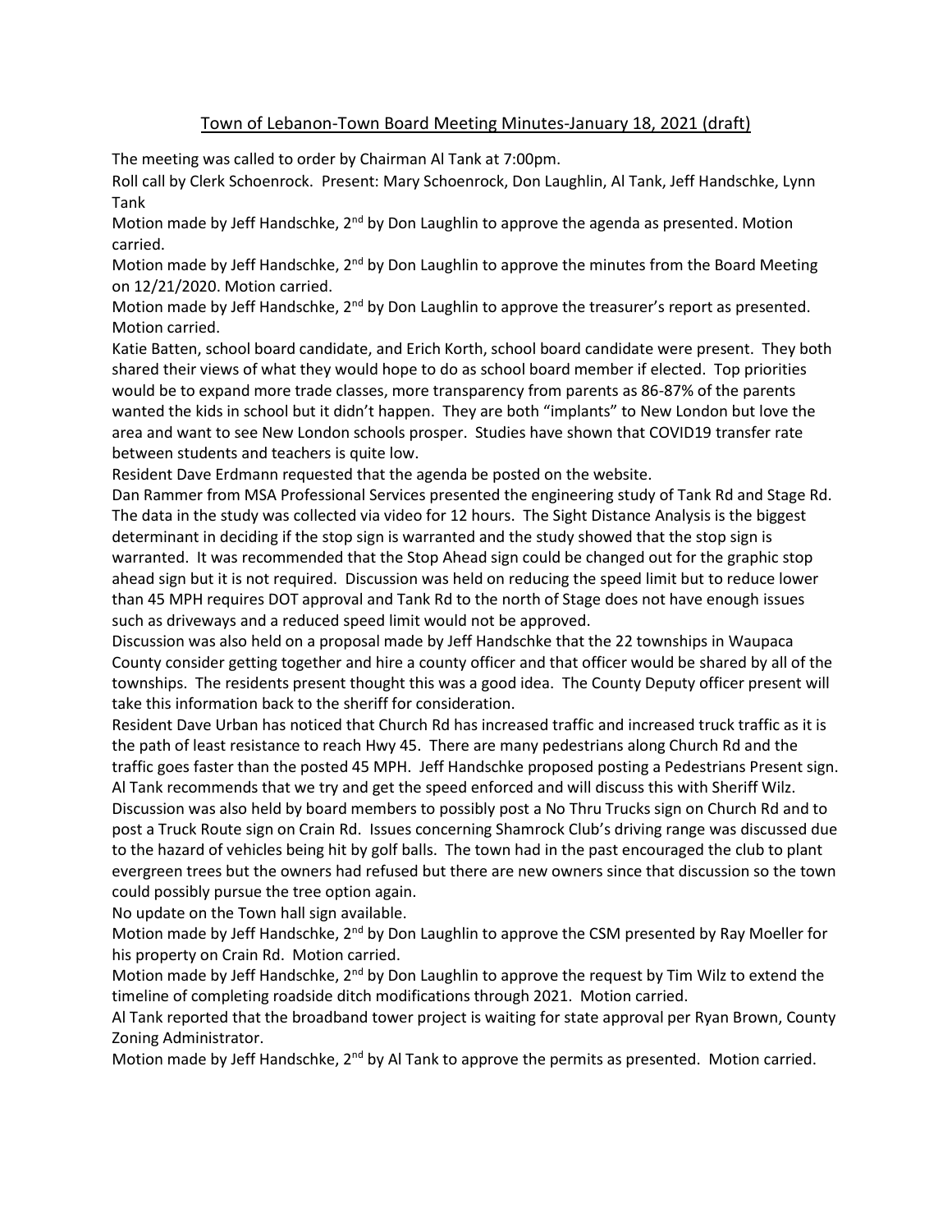# Town of Lebanon-Town Board Meeting Minutes-January 18, 2021 (draft)

The meeting was called to order by Chairman Al Tank at 7:00pm.

Roll call by Clerk Schoenrock. Present: Mary Schoenrock, Don Laughlin, Al Tank, Jeff Handschke, Lynn Tank

Motion made by Jeff Handschke, 2nd by Don Laughlin to approve the agenda as presented. Motion carried.

Motion made by Jeff Handschke, 2nd by Don Laughlin to approve the minutes from the Board Meeting on 12/21/2020. Motion carried.

Motion made by Jeff Handschke, 2nd by Don Laughlin to approve the treasurer's report as presented. Motion carried.

Katie Batten, school board candidate, and Erich Korth, school board candidate were present. They both shared their views of what they would hope to do as school board member if elected. Top priorities would be to expand more trade classes, more transparency from parents as 86-87% of the parents wanted the kids in school but it didn't happen. They are both "implants" to New London but love the area and want to see New London schools prosper. Studies have shown that COVID19 transfer rate between students and teachers is quite low.

Resident Dave Erdmann requested that the agenda be posted on the website.

Dan Rammer from MSA Professional Services presented the engineering study of Tank Rd and Stage Rd. The data in the study was collected via video for 12 hours. The Sight Distance Analysis is the biggest determinant in deciding if the stop sign is warranted and the study showed that the stop sign is warranted. It was recommended that the Stop Ahead sign could be changed out for the graphic stop ahead sign but it is not required. Discussion was held on reducing the speed limit but to reduce lower than 45 MPH requires DOT approval and Tank Rd to the north of Stage does not have enough issues such as driveways and a reduced speed limit would not be approved.

Discussion was also held on a proposal made by Jeff Handschke that the 22 townships in Waupaca County consider getting together and hire a county officer and that officer would be shared by all of the townships. The residents present thought this was a good idea. The County Deputy officer present will take this information back to the sheriff for consideration.

Resident Dave Urban has noticed that Church Rd has increased traffic and increased truck traffic as it is the path of least resistance to reach Hwy 45. There are many pedestrians along Church Rd and the traffic goes faster than the posted 45 MPH. Jeff Handschke proposed posting a Pedestrians Present sign. Al Tank recommends that we try and get the speed enforced and will discuss this with Sheriff Wilz. Discussion was also held by board members to possibly post a No Thru Trucks sign on Church Rd and to post a Truck Route sign on Crain Rd. Issues concerning Shamrock Club's driving range was discussed due to the hazard of vehicles being hit by golf balls. The town had in the past encouraged the club to plant evergreen trees but the owners had refused but there are new owners since that discussion so the town could possibly pursue the tree option again.

No update on the Town hall sign available.

Motion made by Jeff Handschke, 2nd by Don Laughlin to approve the CSM presented by Ray Moeller for his property on Crain Rd. Motion carried.

Motion made by Jeff Handschke, 2nd by Don Laughlin to approve the request by Tim Wilz to extend the timeline of completing roadside ditch modifications through 2021. Motion carried.

Al Tank reported that the broadband tower project is waiting for state approval per Ryan Brown, County Zoning Administrator.

Motion made by Jeff Handschke, 2nd by Al Tank to approve the permits as presented. Motion carried.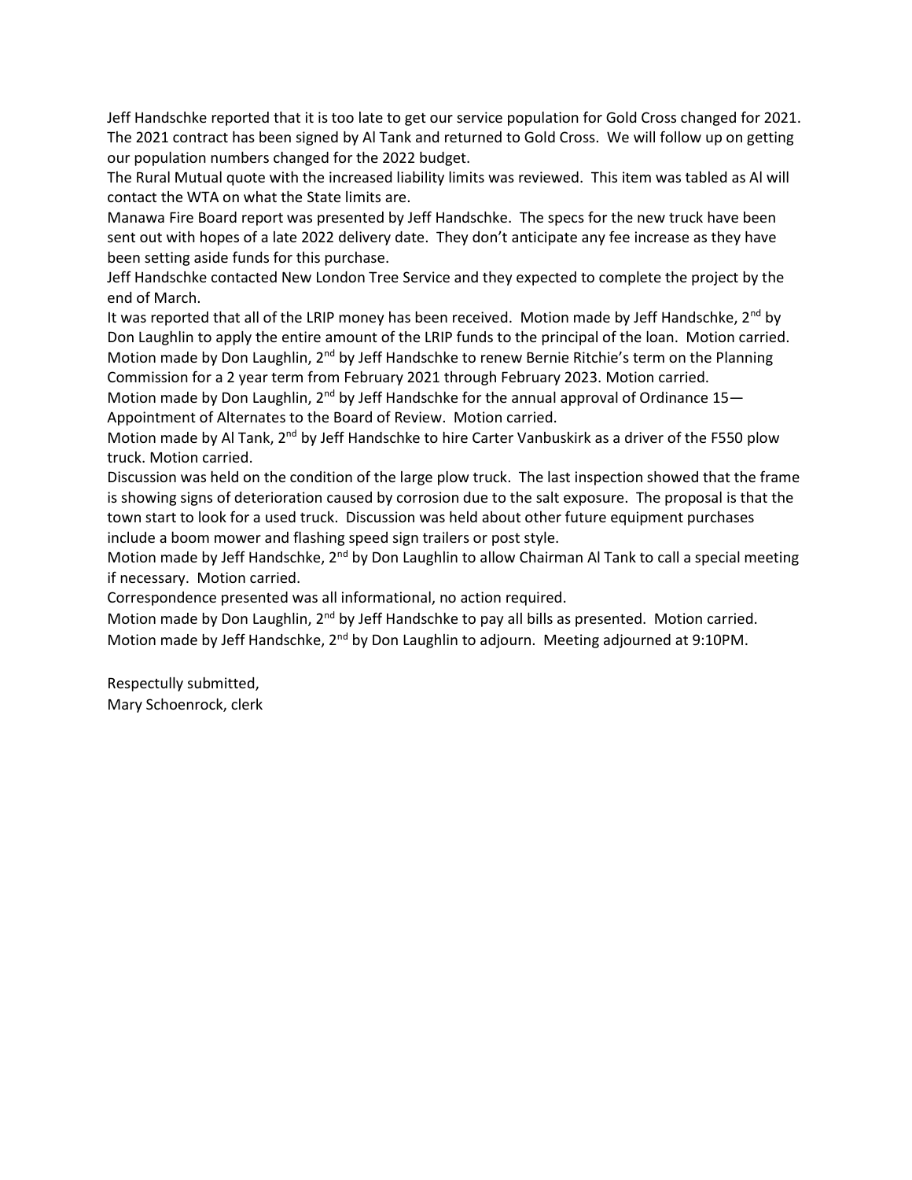Jeff Handschke reported that it is too late to get our service population for Gold Cross changed for 2021. The 2021 contract has been signed by Al Tank and returned to Gold Cross. We will follow up on getting our population numbers changed for the 2022 budget.

The Rural Mutual quote with the increased liability limits was reviewed. This item was tabled as Al will contact the WTA on what the State limits are.

Manawa Fire Board report was presented by Jeff Handschke. The specs for the new truck have been sent out with hopes of a late 2022 delivery date. They don't anticipate any fee increase as they have been setting aside funds for this purchase.

Jeff Handschke contacted New London Tree Service and they expected to complete the project by the end of March.

It was reported that all of the LRIP money has been received. Motion made by Jeff Handschke, 2nd by Don Laughlin to apply the entire amount of the LRIP funds to the principal of the loan. Motion carried.

Motion made by Don Laughlin, 2nd by Jeff Handschke to renew Bernie Ritchie's term on the Planning Commission for a 2 year term from February 2021 through February 2023. Motion carried.

Motion made by Don Laughlin, 2nd by Jeff Handschke for the annual approval of Ordinance 15—Appointment of Alternates to the Board of Review. Motion carried.

Motion made by Al Tank, 2nd by Jeff Handschke to hire Carter Vanbuskirk as a driver of the F550 plow truck. Motion carried.

Discussion was held on the condition of the large plow truck. The last inspection showed that the frame is showing signs of deterioration caused by corrosion due to the salt exposure. The proposal is that the town start to look for a used truck. Discussion was held about other future equipment purchases include a boom mower and flashing speed sign trailers or post style.

Motion made by Jeff Handschke, 2nd by Don Laughlin to allow Chairman Al Tank to call a special meeting if necessary. Motion carried.

Correspondence presented was all informational, no action required.

Motion made by Don Laughlin, 2nd by Jeff Handschke to pay all bills as presented. Motion carried.

Motion made by Jeff Handschke, 2nd by Don Laughlin to adjourn. Meeting adjourned at 9:10PM.

Respectully submitted,
Mary Schoenrock, clerk